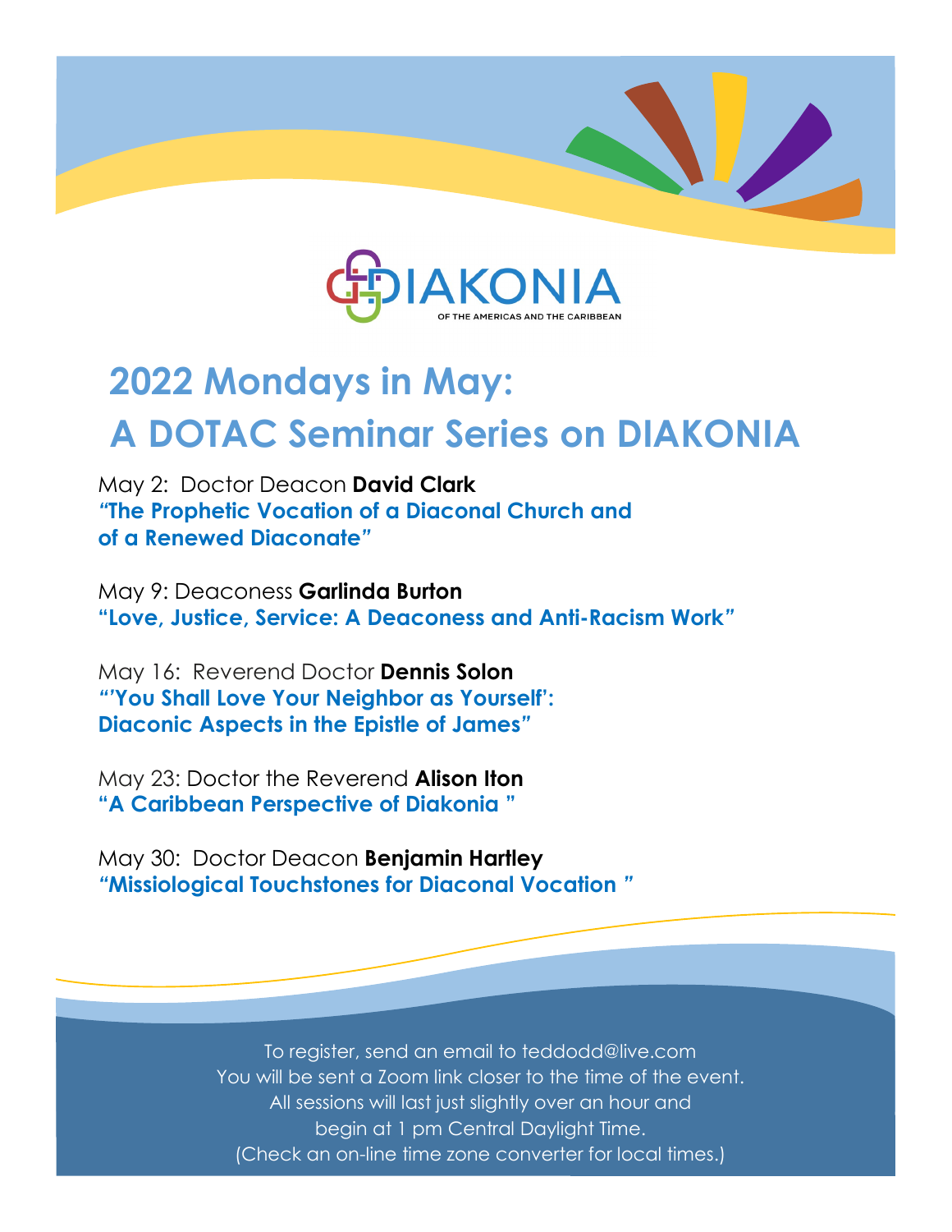DIAKONIA

OF THE AMERICAS AND THE CARIBBEAN

# 2022 Mondays in May:
# A DOTAC Seminar Series on DIAKONIA

May 2: Doctor Deacon **David Clark**
**"The Prophetic Vocation of a Diaconal Church and of a Renewed Diaconate"**

May 9: Deaconess **Garlinda Burton**
**"Love, Justice, Service: A Deaconess and Anti-Racism Work"**

May 16: Reverend Doctor **Dennis Solon**
**"'You Shall Love Your Neighbor as Yourself': Diaconic Aspects in the Epistle of James"**

May 23: Doctor the Reverend **Alison Iton**
**"A Caribbean Perspective of Diakonia "**

May 30: Doctor Deacon **Benjamin Hartley**
**"Missiological Touchstones for Diaconal Vocation "**

To register, send an email to teddodd@live.com
You will be sent a Zoom link closer to the time of the event.
All sessions will last just slightly over an hour and
begin at 1 pm Central Daylight Time.
(Check an on-line time zone converter for local times.)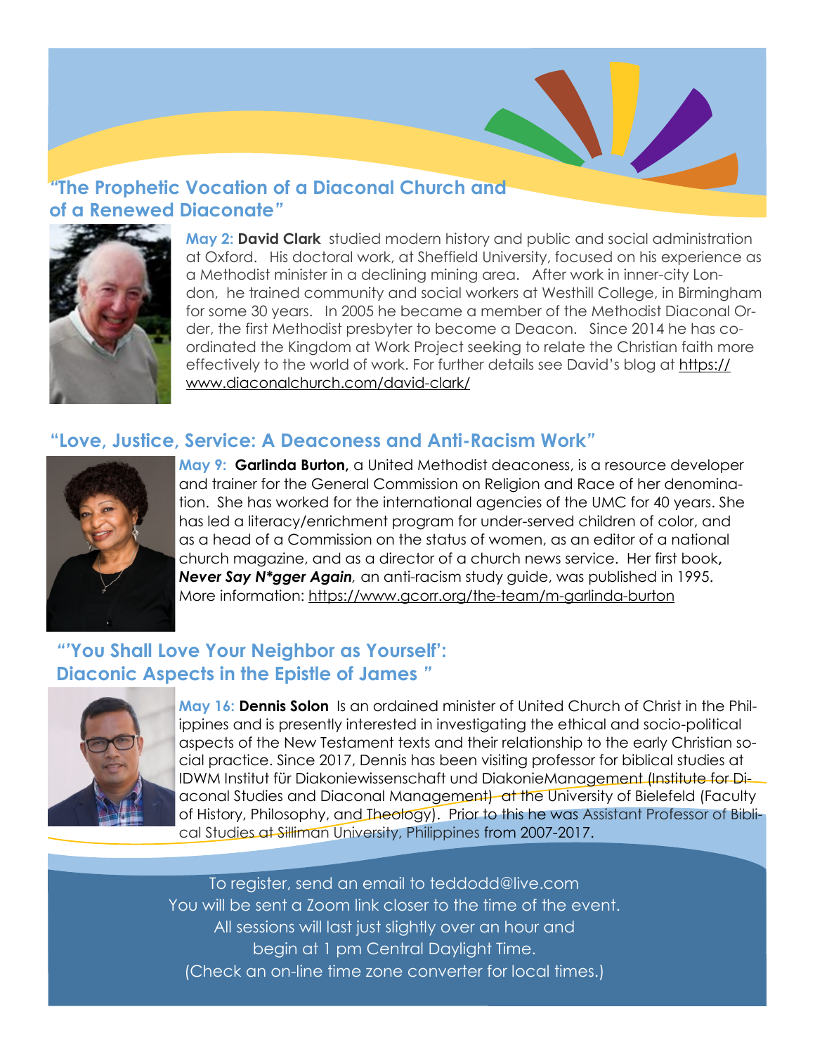## "The Prophetic Vocation of a Diaconal Church and of a Renewed Diaconate"

**May 2: David Clark** studied modern history and public and social administration at Oxford. His doctoral work, at Sheffield University, focused on his experience as a Methodist minister in a declining mining area. After work in inner-city London, he trained community and social workers at Westhill College, in Birmingham for some 30 years. In 2005 he became a member of the Methodist Diaconal Order, the first Methodist presbyter to become a Deacon. Since 2014 he has co-ordinated the Kingdom at Work Project seeking to relate the Christian faith more effectively to the world of work. For further details see David's blog at https://www.diaconalchurch.com/david-clark/

## "Love, Justice, Service: A Deaconess and Anti-Racism Work"

**May 9: Garlinda Burton,** a United Methodist deaconess, is a resource developer and trainer for the General Commission on Religion and Race of her denomination. She has worked for the international agencies of the UMC for 40 years. She has led a literacy/enrichment program for under-served children of color, and as a head of a Commission on the status of women, as an editor of a national church magazine, and as a director of a church news service. Her first book**,** ***Never Say N*gger Again****,* an anti-racism study guide, was published in 1995. More information: https://www.gcorr.org/the-team/m-garlinda-burton

## "'You Shall Love Your Neighbor as Yourself': Diaconic Aspects in the Epistle of James"

**May 16: Dennis Solon** Is an ordained minister of United Church of Christ in the Philippines and is presently interested in investigating the ethical and socio-political aspects of the New Testament texts and their relationship to the early Christian social practice. Since 2017, Dennis has been visiting professor for biblical studies at IDWM Institut für Diakoniewissenschaft und DiakonieManagement (Institute for Diaconal Studies and Diaconal Management) at the University of Bielefeld (Faculty of History, Philosophy, and Theology). Prior to this he was Assistant Professor of Biblical Studies at Silliman University, Philippines from 2007-2017.

To register, send an email to teddodd@live.com
You will be sent a Zoom link closer to the time of the event.
All sessions will last just slightly over an hour and
begin at 1 pm Central Daylight Time.
(Check an on-line time zone converter for local times.)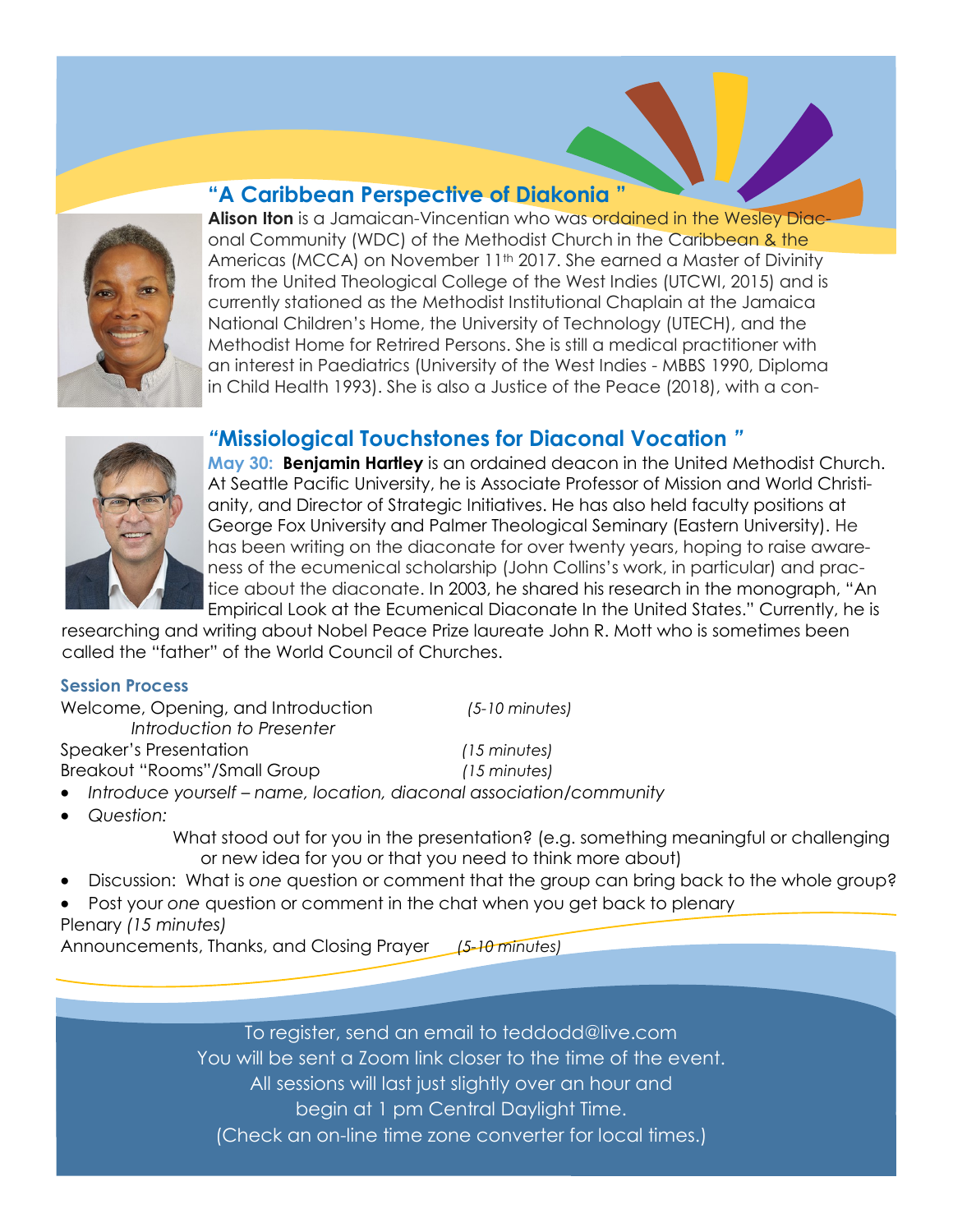## "A Caribbean Perspective of Diakonia "

**Alison Iton** is a Jamaican-Vincentian who was ordained in the Wesley Diaconal Community (WDC) of the Methodist Church in the Caribbean & the Americas (MCCA) on November 11th 2017. She earned a Master of Divinity from the United Theological College of the West Indies (UTCWI, 2015) and is currently stationed as the Methodist Institutional Chaplain at the Jamaica National Children's Home, the University of Technology (UTECH), and the Methodist Home for Retrired Persons. She is still a medical practitioner with an interest in Paediatrics (University of the West Indies - MBBS 1990, Diploma in Child Health 1993). She is also a Justice of the Peace (2018), with a con-

## "Missiological Touchstones for Diaconal Vocation "

**May 30:** **Benjamin Hartley** is an ordained deacon in the United Methodist Church. At Seattle Pacific University, he is Associate Professor of Mission and World Christianity, and Director of Strategic Initiatives. He has also held faculty positions at George Fox University and Palmer Theological Seminary (Eastern University). He has been writing on the diaconate for over twenty years, hoping to raise awareness of the ecumenical scholarship (John Collins's work, in particular) and practice about the diaconate. In 2003, he shared his research in the monograph, "An Empirical Look at the Ecumenical Diaconate In the United States." Currently, he is researching and writing about Nobel Peace Prize laureate John R. Mott who is sometimes been called the "father" of the World Council of Churches.

### Session Process

Welcome, Opening, and Introduction *(5-10 minutes)*

*Introduction to Presenter*

Speaker's Presentation *(15 minutes)*

Breakout "Rooms"/Small Group *(15 minutes)*

- *Introduce yourself – name, location, diaconal association/community*
- *Question:*

  What stood out for you in the presentation? (e.g. something meaningful or challenging or new idea for you or that you need to think more about)

- Discussion: What is *one* question or comment that the group can bring back to the whole group?
- Post your *one* question or comment in the chat when you get back to plenary

Plenary *(15 minutes)*

Announcements, Thanks, and Closing Prayer *(5-10 minutes)*

To register, send an email to teddodd@live.com
You will be sent a Zoom link closer to the time of the event.
All sessions will last just slightly over an hour and
begin at 1 pm Central Daylight Time.
(Check an on-line time zone converter for local times.)